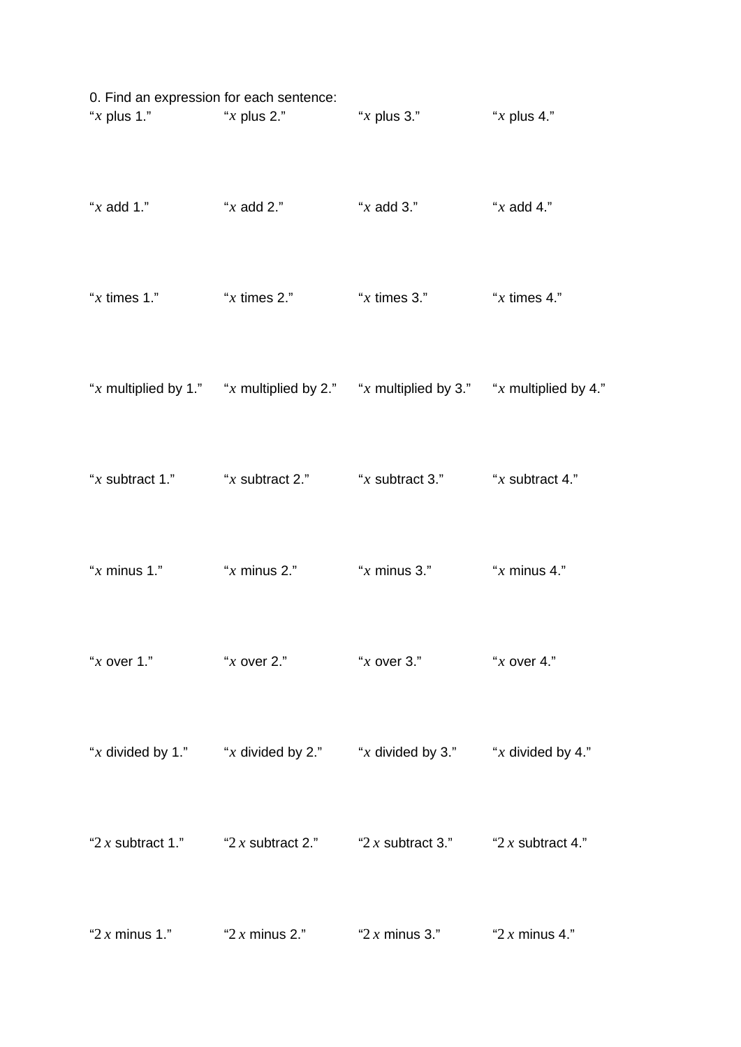0. Find an expression for each sentence:

| | | | |
|---|---|---|---|
| “$x$ plus 1.” | “$x$ plus 2.” | “$x$ plus 3.” | “$x$ plus 4.” |
| “$x$ add 1.” | “$x$ add 2.” | “$x$ add 3.” | “$x$ add 4.” |
| “$x$ times 1.” | “$x$ times 2.” | “$x$ times 3.” | “$x$ times 4.” |
| “$x$ multiplied by 1.” | “$x$ multiplied by 2.” | “$x$ multiplied by 3.” | “$x$ multiplied by 4.” |
| “$x$ subtract 1.” | “$x$ subtract 2.” | “$x$ subtract 3.” | “$x$ subtract 4.” |
| “$x$ minus 1.” | “$x$ minus 2.” | “$x$ minus 3.” | “$x$ minus 4.” |
| “$x$ over 1.” | “$x$ over 2.” | “$x$ over 3.” | “$x$ over 4.” |
| “$x$ divided by 1.” | “$x$ divided by 2.” | “$x$ divided by 3.” | “$x$ divided by 4.” |
| “$2x$ subtract 1.” | “$2x$ subtract 2.” | “$2x$ subtract 3.” | “$2x$ subtract 4.” |
| “$2x$ minus 1.” | “$2x$ minus 2.” | “$2x$ minus 3.” | “$2x$ minus 4.” |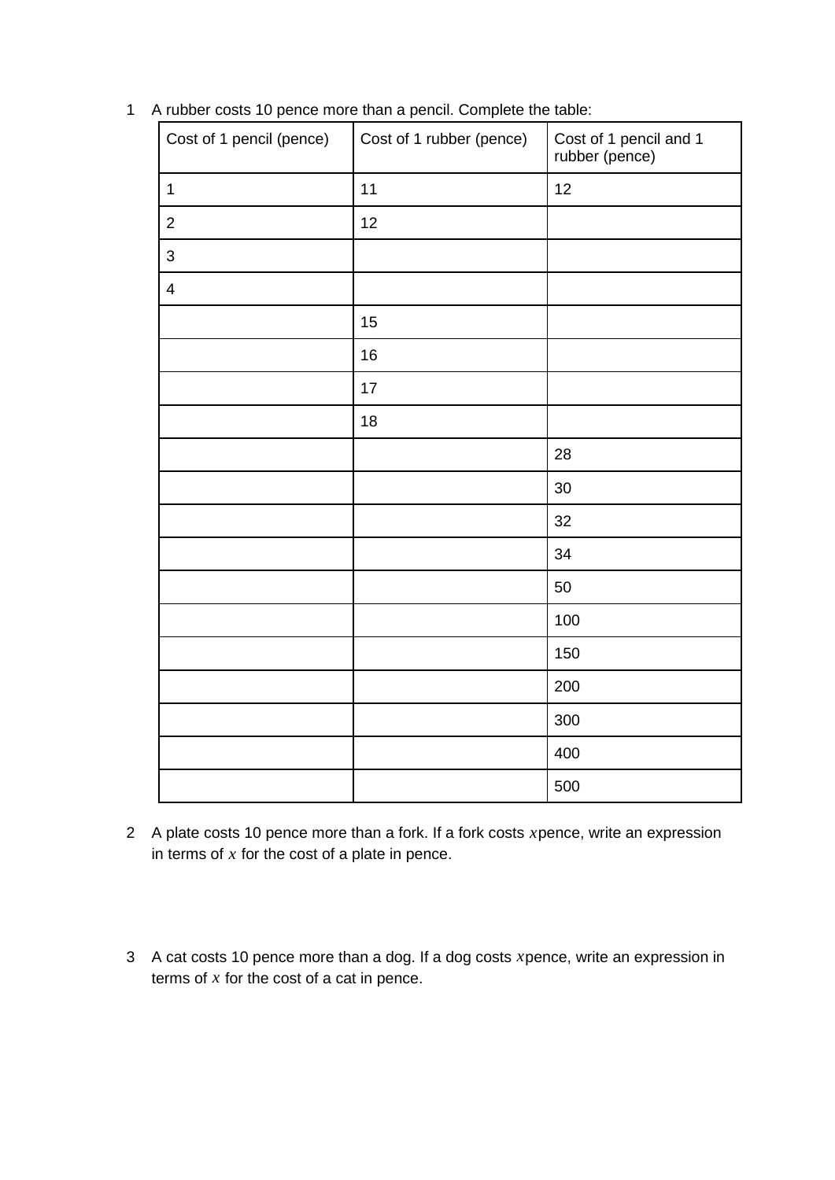1 A rubber costs 10 pence more than a pencil. Complete the table:

| Cost of 1 pencil (pence) | Cost of 1 rubber (pence) | Cost of 1 pencil and 1 rubber (pence) |
|---|---|---|
| 1 | 11 | 12 |
| 2 | 12 | |
| 3 | | |
| 4 | | |
| | 15 | |
| | 16 | |
| | 17 | |
| | 18 | |
| | | 28 |
| | | 30 |
| | | 32 |
| | | 34 |
| | | 50 |
| | | 100 |
| | | 150 |
| | | 200 |
| | | 300 |
| | | 400 |
| | | 500 |

2 A plate costs 10 pence more than a fork. If a fork costs $x$ pence, write an expression in terms of $x$ for the cost of a plate in pence.

3 A cat costs 10 pence more than a dog. If a dog costs $x$ pence, write an expression in terms of $x$ for the cost of a cat in pence.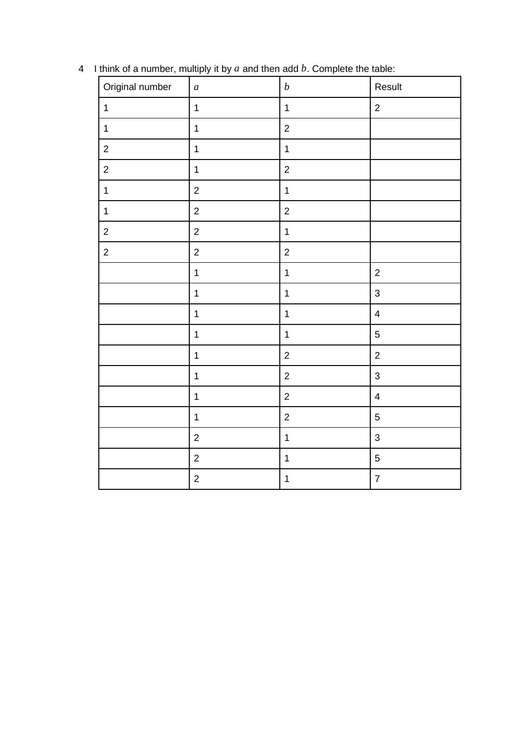4 I think of a number, multiply it by $a$ and then add $b$. Complete the table:

| Original number | $a$ | $b$ | Result |
|---|---|---|---|
| 1 | 1 | 1 | 2 |
| 1 | 1 | 2 | |
| 2 | 1 | 1 | |
| 2 | 1 | 2 | |
| 1 | 2 | 1 | |
| 1 | 2 | 2 | |
| 2 | 2 | 1 | |
| 2 | 2 | 2 | |
| | 1 | 1 | 2 |
| | 1 | 1 | 3 |
| | 1 | 1 | 4 |
| | 1 | 1 | 5 |
| | 1 | 2 | 2 |
| | 1 | 2 | 3 |
| | 1 | 2 | 4 |
| | 1 | 2 | 5 |
| | 2 | 1 | 3 |
| | 2 | 1 | 5 |
| | 2 | 1 | 7 |